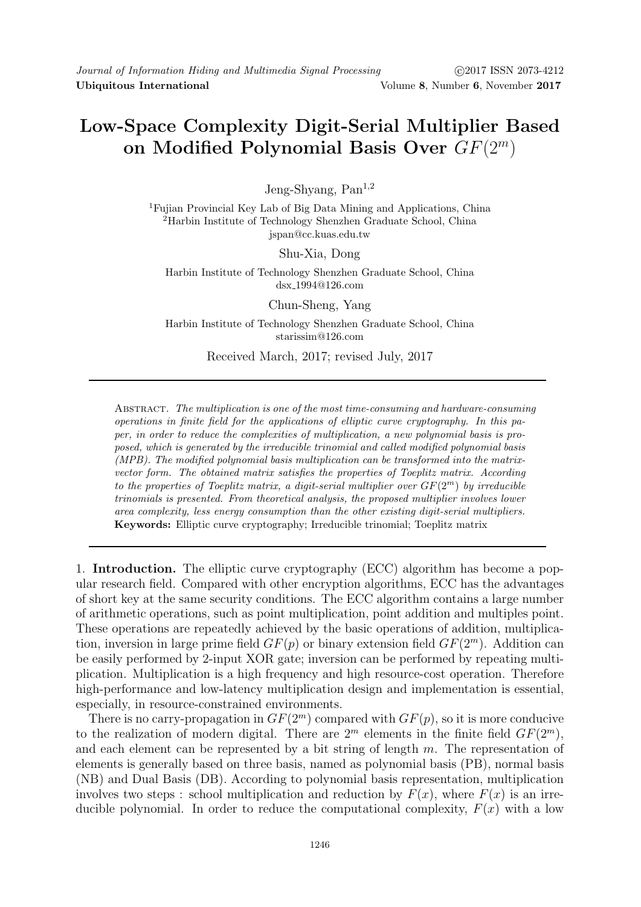# Low-Space Complexity Digit-Serial Multiplier Based on Modified Polynomial Basis Over $GF(2^m)$

Jeng-Shyang, Pan[1,2]

[1]Fujian Provincial Key Lab of Big Data Mining and Applications, China
[2]Harbin Institute of Technology Shenzhen Graduate School, China
jspan@cc.kuas.edu.tw

Shu-Xia, Dong

Harbin Institute of Technology Shenzhen Graduate School, China
dsx_1994@126.com

Chun-Sheng, Yang

Harbin Institute of Technology Shenzhen Graduate School, China
starissim@126.com

Received March, 2017; revised July, 2017

Abstract. *The multiplication is one of the most time-consuming and hardware-consuming operations in finite field for the applications of elliptic curve cryptography. In this paper, in order to reduce the complexities of multiplication, a new polynomial basis is proposed, which is generated by the irreducible trinomial and called modified polynomial basis (MPB). The modified polynomial basis multiplication can be transformed into the matrix-vector form. The obtained matrix satisfies the properties of Toeplitz matrix. According to the properties of Toeplitz matrix, a digit-serial multiplier over $GF(2^m)$ by irreducible trinomials is presented. From theoretical analysis, the proposed multiplier involves lower area complexity, less energy consumption than the other existing digit-serial multipliers.*

**Keywords:** Elliptic curve cryptography; Irreducible trinomial; Toeplitz matrix

## 1. Introduction.

The elliptic curve cryptography (ECC) algorithm has become a popular research field. Compared with other encryption algorithms, ECC has the advantages of short key at the same security conditions. The ECC algorithm contains a large number of arithmetic operations, such as point multiplication, point addition and multiples point. These operations are repeatedly achieved by the basic operations of addition, multiplication, inversion in large prime field $GF(p)$ or binary extension field $GF(2^m)$. Addition can be easily performed by 2-input XOR gate; inversion can be performed by repeating multiplication. Multiplication is a high frequency and high resource-cost operation. Therefore high-performance and low-latency multiplication design and implementation is essential, especially, in resource-constrained environments.

There is no carry-propagation in $GF(2^m)$ compared with $GF(p)$, so it is more conducive to the realization of modern digital. There are $2^m$ elements in the finite field $GF(2^m)$, and each element can be represented by a bit string of length $m$. The representation of elements is generally based on three basis, named as polynomial basis (PB), normal basis (NB) and Dual Basis (DB). According to polynomial basis representation, multiplication involves two steps : school multiplication and reduction by $F(x)$, where $F(x)$ is an irreducible polynomial. In order to reduce the computational complexity, $F(x)$ with a low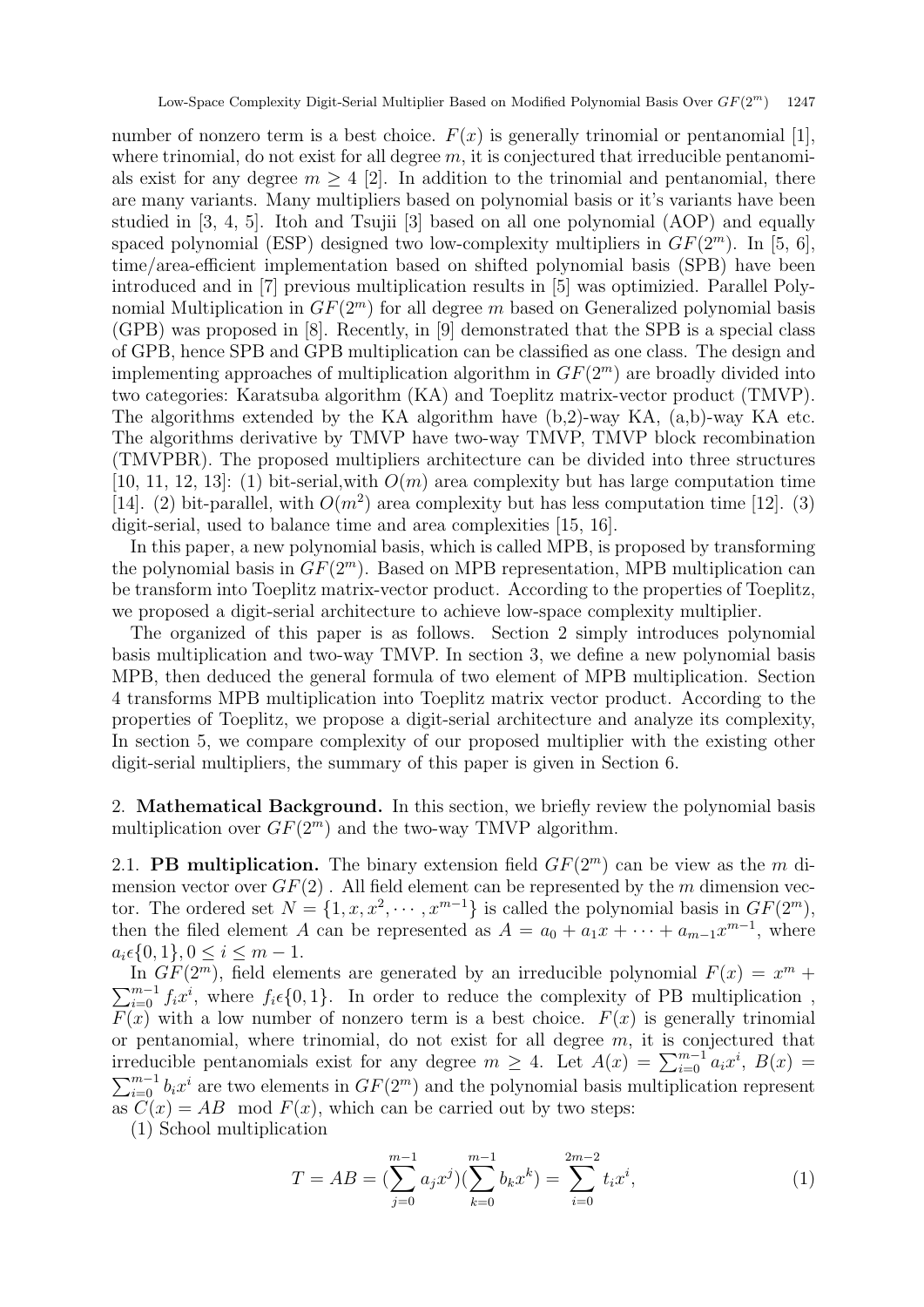number of nonzero term is a best choice. $F(x)$ is generally trinomial or pentanomial [1], where trinomial, do not exist for all degree $m$, it is conjectured that irreducible pentanomials exist for any degree $m \geq 4$ [2]. In addition to the trinomial and pentanomial, there are many variants. Many multipliers based on polynomial basis or it's variants have been studied in [3, 4, 5]. Itoh and Tsujii [3] based on all one polynomial (AOP) and equally spaced polynomial (ESP) designed two low-complexity multipliers in $GF(2^m)$. In [5, 6], time/area-efficient implementation based on shifted polynomial basis (SPB) have been introduced and in [7] previous multiplication results in [5] was optimizied. Parallel Polynomial Multiplication in $GF(2^m)$ for all degree $m$ based on Generalized polynomial basis (GPB) was proposed in [8]. Recently, in [9] demonstrated that the SPB is a special class of GPB, hence SPB and GPB multiplication can be classified as one class. The design and implementing approaches of multiplication algorithm in $GF(2^m)$ are broadly divided into two categories: Karatsuba algorithm (KA) and Toeplitz matrix-vector product (TMVP). The algorithms extended by the KA algorithm have (b,2)-way KA, (a,b)-way KA etc. The algorithms derivative by TMVP have two-way TMVP, TMVP block recombination (TMVPBR). The proposed multipliers architecture can be divided into three structures [10, 11, 12, 13]: (1) bit-serial,with $O(m)$ area complexity but has large computation time [14]. (2) bit-parallel, with $O(m^2)$ area complexity but has less computation time [12]. (3) digit-serial, used to balance time and area complexities [15, 16].

In this paper, a new polynomial basis, which is called MPB, is proposed by transforming the polynomial basis in $GF(2^m)$. Based on MPB representation, MPB multiplication can be transform into Toeplitz matrix-vector product. According to the properties of Toeplitz, we proposed a digit-serial architecture to achieve low-space complexity multiplier.

The organized of this paper is as follows. Section 2 simply introduces polynomial basis multiplication and two-way TMVP. In section 3, we define a new polynomial basis MPB, then deduced the general formula of two element of MPB multiplication. Section 4 transforms MPB multiplication into Toeplitz matrix vector product. According to the properties of Toeplitz, we propose a digit-serial architecture and analyze its complexity, In section 5, we compare complexity of our proposed multiplier with the existing other digit-serial multipliers, the summary of this paper is given in Section 6.

## 2. Mathematical Background.

In this section, we briefly review the polynomial basis multiplication over $GF(2^m)$ and the two-way TMVP algorithm.

### 2.1. PB multiplication.

The binary extension field $GF(2^m)$ can be view as the $m$ dimension vector over $GF(2)$ . All field element can be represented by the $m$ dimension vector. The ordered set $N = \{1, x, x^2, \cdots, x^{m-1}\}$ is called the polynomial basis in $GF(2^m)$, then the filed element $A$ can be represented as $A = a_0 + a_1x + \cdots + a_{m-1}x^{m-1}$, where $a_i \epsilon \{0, 1\}, 0 \leq i \leq m-1$.

In $GF(2^m)$, field elements are generated by an irreducible polynomial $F(x) = x^m + \sum_{i=0}^{m-1} f_i x^i$, where $f_i \epsilon \{0, 1\}$. In order to reduce the complexity of PB multiplication , $F(x)$ with a low number of nonzero term is a best choice. $F(x)$ is generally trinomial or pentanomial, where trinomial, do not exist for all degree $m$, it is conjectured that irreducible pentanomials exist for any degree $m \geq 4$. Let $A(x) = \sum_{i=0}^{m-1} a_i x^i$, $B(x) = \sum_{i=0}^{m-1} b_i x^i$ are two elements in $GF(2^m)$ and the polynomial basis multiplication represent as $C(x) = AB \mod F(x)$, which can be carried out by two steps:

(1) School multiplication

$$T = AB = (\sum_{j=0}^{m-1} a_j x^j)(\sum_{k=0}^{m-1} b_k x^k) = \sum_{i=0}^{2m-2} t_i x^i, \tag{1}$$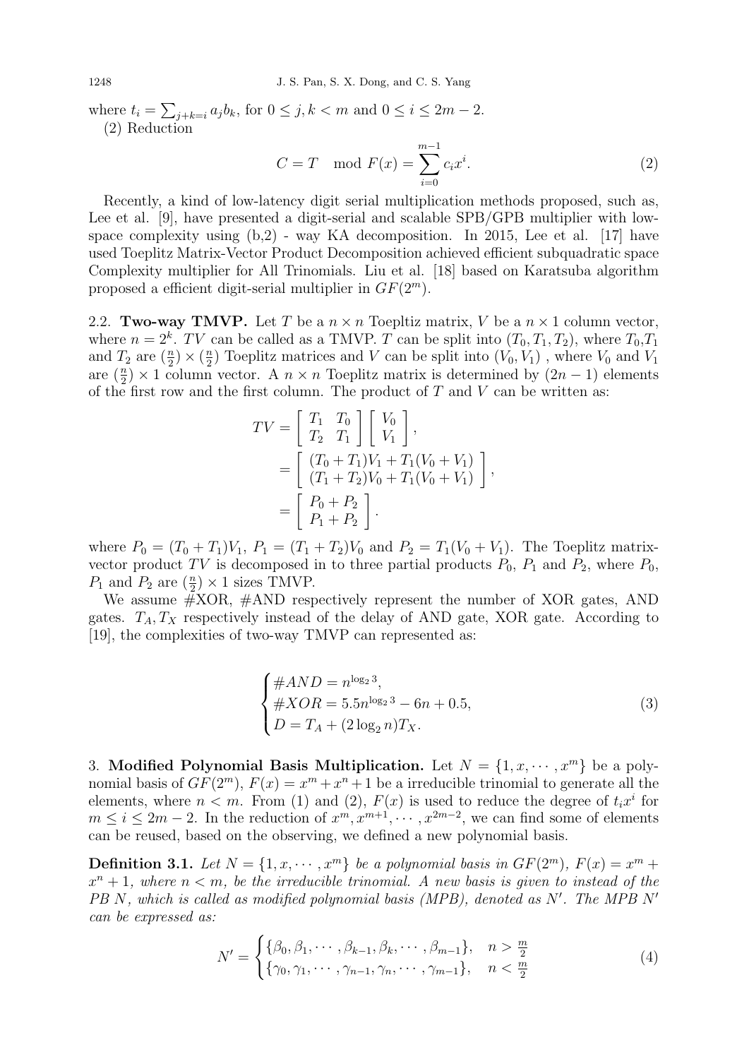where $t_i = \sum_{j+k=i} a_j b_k$, for $0 \le j, k < m$ and $0 \le i \le 2m-2$.

(2) Reduction

$$C = T \mod F(x) = \sum_{i=0}^{m-1} c_i x^i. \tag{2}$$

Recently, a kind of low-latency digit serial multiplication methods proposed, such as, Lee et al. [9], have presented a digit-serial and scalable SPB/GPB multiplier with low-space complexity using (b,2) - way KA decomposition. In 2015, Lee et al. [17] have used Toeplitz Matrix-Vector Product Decomposition achieved efficient subquadratic space Complexity multiplier for All Trinomials. Liu et al. [18] based on Karatsuba algorithm proposed a efficient digit-serial multiplier in $GF(2^m)$.

## 2.2. Two-way TMVP.

Let $T$ be a $n \times n$ Toepltiz matrix, $V$ be a $n \times 1$ column vector, where $n = 2^k$. $TV$ can be called as a TMVP. $T$ can be split into $(T_0, T_1, T_2)$, where $T_0$,$T_1$ and $T_2$ are $(\frac{n}{2}) \times (\frac{n}{2})$ Toeplitz matrices and $V$ can be split into $(V_0, V_1)$ , where $V_0$ and $V_1$ are $(\frac{n}{2}) \times 1$ column vector. A $n \times n$ Toeplitz matrix is determined by $(2n-1)$ elements of the first row and the first column. The product of $T$ and $V$ can be written as:

$$\begin{aligned} TV &= \begin{bmatrix} T_1 & T_0 \\ T_2 & T_1 \end{bmatrix} \begin{bmatrix} V_0 \\ V_1 \end{bmatrix}, \\ &= \begin{bmatrix} (T_0 + T_1)V_1 + T_1(V_0 + V_1) \\ (T_1 + T_2)V_0 + T_1(V_0 + V_1) \end{bmatrix}, \\ &= \begin{bmatrix} P_0 + P_2 \\ P_1 + P_2 \end{bmatrix}. \end{aligned}$$

where $P_0 = (T_0 + T_1)V_1$, $P_1 = (T_1 + T_2)V_0$ and $P_2 = T_1(V_0 + V_1)$. The Toeplitz matrix-vector product $TV$ is decomposed in to three partial products $P_0$, $P_1$ and $P_2$, where $P_0$, $P_1$ and $P_2$ are $(\frac{n}{2}) \times 1$ sizes TMVP.

We assume #XOR, #AND respectively represent the number of XOR gates, AND gates. $T_A, T_X$ respectively instead of the delay of AND gate, XOR gate. According to [19], the complexities of two-way TMVP can represented as:

$$\begin{cases} \#AND = n^{\log_2 3}, \\ \#XOR = 5.5n^{\log_2 3} - 6n + 0.5, \\ D = T_A + (2\log_2 n)T_X. \end{cases} \tag{3}$$

## 3. Modified Polynomial Basis Multiplication.

Let $N = \{1, x, \cdots, x^m\}$ be a polynomial basis of $GF(2^m)$, $F(x) = x^m + x^n + 1$ be a irreducible trinomial to generate all the elements, where $n < m$. From (1) and (2), $F(x)$ is used to reduce the degree of $t_i x^i$ for $m \le i \le 2m-2$. In the reduction of $x^m, x^{m+1}, \cdots, x^{2m-2}$, we can find some of elements can be reused, based on the observing, we defined a new polynomial basis.

**Definition 3.1.** *Let $N = \{1, x, \cdots, x^m\}$ be a polynomial basis in $GF(2^m)$, $F(x) = x^m + x^n + 1$, where $n < m$, be the irreducible trinomial. A new basis is given to instead of the PB $N$, which is called as modified polynomial basis (MPB), denoted as $N'$. The MPB $N'$ can be expressed as:*

$$N' = \begin{cases} \{\beta_0, \beta_1, \cdots, \beta_{k-1}, \beta_k, \cdots, \beta_{m-1}\}, & n > \frac{m}{2} \\ \{\gamma_0, \gamma_1, \cdots, \gamma_{n-1}, \gamma_n, \cdots, \gamma_{m-1}\}, & n < \frac{m}{2} \end{cases} \tag{4}$$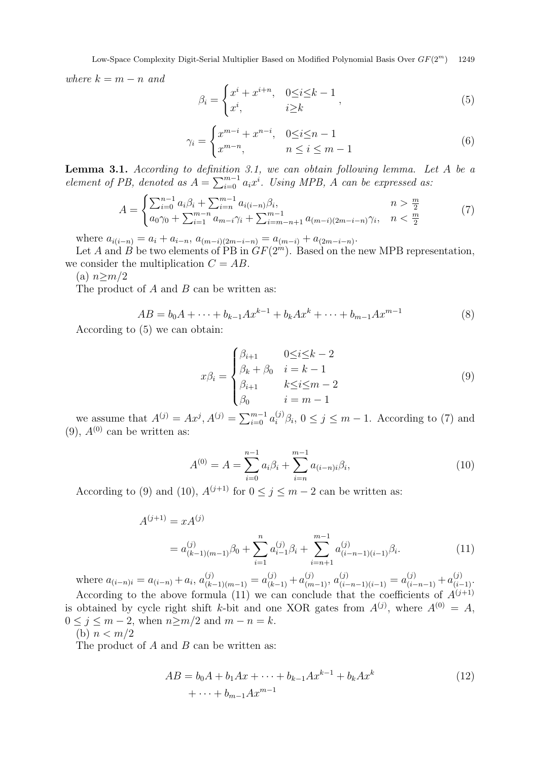*where* $k = m - n$ *and*

$$\beta_i = \begin{cases} x^i + x^{i+n}, & 0 \le i \le k-1 \\ x^i, & i \ge k \end{cases}, \tag{5}$$

$$\gamma_i = \begin{cases} x^{m-i} + x^{n-i}, & 0 \le i \le n-1 \\ x^{m-n}, & n \le i \le m-1 \end{cases} \tag{6}$$

**Lemma 3.1.** *According to definition 3.1, we can obtain following lemma. Let* $A$ *be a element of PB, denoted as* $A = \sum_{i=0}^{m-1} a_i x^i$. *Using MPB,* $A$ *can be expressed as:*

$$A = \begin{cases} \sum_{i=0}^{n-1} a_i \beta_i + \sum_{i=n}^{m-1} a_{i(i-n)} \beta_i, & n > \frac{m}{2} \\ a_0 \gamma_0 + \sum_{i=1}^{m-n} a_{m-i} \gamma_i + \sum_{i=m-n+1}^{m-1} a_{(m-i)(2m-i-n)} \gamma_i, & n < \frac{m}{2} \end{cases} \tag{7}$$

where $a_{i(i-n)} = a_i + a_{i-n}$, $a_{(m-i)(2m-i-n)} = a_{(m-i)} + a_{(2m-i-n)}$.

Let $A$ and $B$ be two elements of PB in $GF(2^m)$. Based on the new MPB representation, we consider the multiplication $C = AB$.

(a) $n \ge m/2$

The product of $A$ and $B$ can be written as:

$$AB = b_0 A + \cdots + b_{k-1} A x^{k-1} + b_k A x^k + \cdots + b_{m-1} A x^{m-1} \tag{8}$$

According to (5) we can obtain:

$$x\beta_i = \begin{cases} \beta_{i+1} & 0 \le i \le k-2 \\ \beta_k + \beta_0 & i = k-1 \\ \beta_{i+1} & k \le i \le m-2 \\ \beta_0 & i = m-1 \end{cases} \tag{9}$$

we assume that $A^{(j)} = Ax^j$, $A^{(j)} = \sum_{i=0}^{m-1} a_i^{(j)} \beta_i$, $0 \le j \le m-1$. According to (7) and (9), $A^{(0)}$ can be written as:

$$A^{(0)} = A = \sum_{i=0}^{n-1} a_i \beta_i + \sum_{i=n}^{m-1} a_{(i-n)i} \beta_i, \tag{10}$$

According to (9) and (10), $A^{(j+1)}$ for $0 \le j \le m-2$ can be written as:

$$\begin{aligned} A^{(j+1)} &= xA^{(j)} \\ &= a_{(k-1)(m-1)}^{(j)} \beta_0 + \sum_{i=1}^{n} a_{i-1}^{(j)} \beta_i + \sum_{i=n+1}^{m-1} a_{(i-n-1)(i-1)}^{(j)} \beta_i. \end{aligned} \tag{11}$$

where $a_{(i-n)i} = a_{(i-n)} + a_i$, $a_{(k-1)(m-1)}^{(j)} = a_{(k-1)}^{(j)} + a_{(m-1)}^{(j)}$, $a_{(i-n-1)(i-1)}^{(j)} = a_{(i-n-1)}^{(j)} + a_{(i-1)}^{(j)}$.

According to the above formula (11) we can conclude that the coefficients of $A^{(j+1)}$ is obtained by cycle right shift $k$-bit and one XOR gates from $A^{(j)}$, where $A^{(0)} = A$, $0 \le j \le m-2$, when $n \ge m/2$ and $m - n = k$.

(b) $n < m/2$

The product of $A$ and $B$ can be written as:

$$\begin{aligned} AB = {} & b_0 A + b_1 A x + \cdots + b_{k-1} A x^{k-1} + b_k A x^k \\ & + \cdots + b_{m-1} A x^{m-1} \end{aligned} \tag{12}$$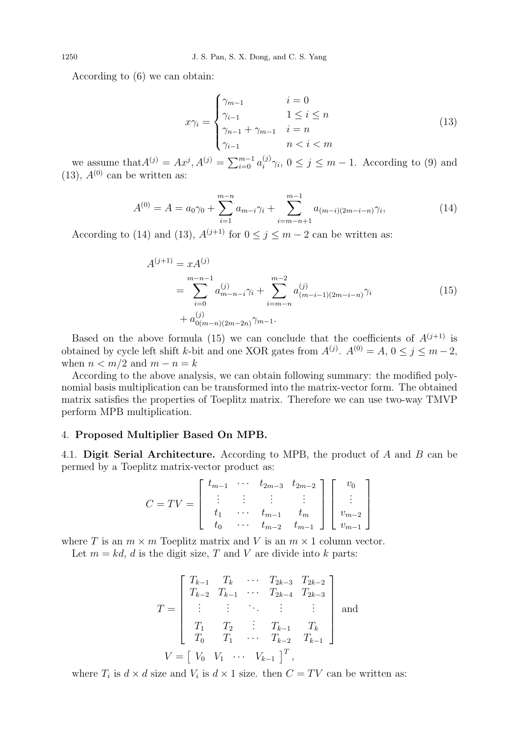According to (6) we can obtain:

$$x\gamma_i = \begin{cases} \gamma_{m-1} & i = 0 \\ \gamma_{i-1} & 1 \le i \le n \\ \gamma_{n-1} + \gamma_{m-1} & i = n \\ \gamma_{i-1} & n < i < m \end{cases} \tag{13}$$

we assume that$A^{(j)} = Ax^j, A^{(j)} = \sum_{i=0}^{m-1} a_i^{(j)} \gamma_i$, $0 \le j \le m-1$. According to (9) and (13), $A^{(0)}$ can be written as:

$$A^{(0)} = A = a_0\gamma_0 + \sum_{i=1}^{m-n} a_{m-i}\gamma_i + \sum_{i=m-n+1}^{m-1} a_{(m-i)(2m-i-n)}\gamma_i, \tag{14}$$

According to (14) and (13), $A^{(j+1)}$ for $0 \le j \le m-2$ can be written as:

$$\begin{aligned} A^{(j+1)} &= xA^{(j)} \\ &= \sum_{i=0}^{m-n-1} a_{m-n-i}^{(j)}\gamma_i + \sum_{i=m-n}^{m-2} a_{(m-i-1)(2m-i-n)}^{(j)}\gamma_i \\ &+ a_{0(m-n)(2m-2n)}^{(j)}\gamma_{m-1}. \end{aligned} \tag{15}$$

Based on the above formula (15) we can conclude that the coefficients of $A^{(j+1)}$ is obtained by cycle left shift $k$-bit and one XOR gates from $A^{(j)}$. $A^{(0)} = A$, $0 \le j \le m-2$, when $n < m/2$ and $m - n = k$

According to the above analysis, we can obtain following summary: the modified polynomial basis multiplication can be transformed into the matrix-vector form. The obtained matrix satisfies the properties of Toeplitz matrix. Therefore we can use two-way TMVP perform MPB multiplication.

## 4. **Proposed Multiplier Based On MPB.**

**4.1. Digit Serial Architecture.** According to MPB, the product of $A$ and $B$ can be permed by a Toeplitz matrix-vector product as:

$$C = TV = \begin{bmatrix} t_{m-1} & \cdots & t_{2m-3} & t_{2m-2} \\ \vdots & \vdots & \vdots & \vdots \\ t_1 & \cdots & t_{m-1} & t_m \\ t_0 & \cdots & t_{m-2} & t_{m-1} \end{bmatrix} \begin{bmatrix} v_0 \\ \vdots \\ v_{m-2} \\ v_{m-1} \end{bmatrix}$$

where $T$ is an $m \times m$ Toeplitz matrix and $V$ is an $m \times 1$ column vector.

Let $m = kd$, $d$ is the digit size, $T$ and $V$ are divide into $k$ parts:

$$T = \begin{bmatrix} T_{k-1} & T_k & \cdots & T_{2k-3} & T_{2k-2} \\ T_{k-2} & T_{k-1} & \cdots & T_{2k-4} & T_{2k-3} \\ \vdots & \vdots & \ddots & \vdots & \vdots \\ T_1 & T_2 & \vdots & T_{k-1} & T_k \\ T_0 & T_1 & \cdots & T_{k-2} & T_{k-1} \end{bmatrix} \text{ and}$$

$$V = \begin{bmatrix} V_0 & V_1 & \cdots & V_{k-1} \end{bmatrix}^T,$$

where $T_i$ is $d \times d$ size and $V_i$ is $d \times 1$ size. then $C = TV$ can be written as: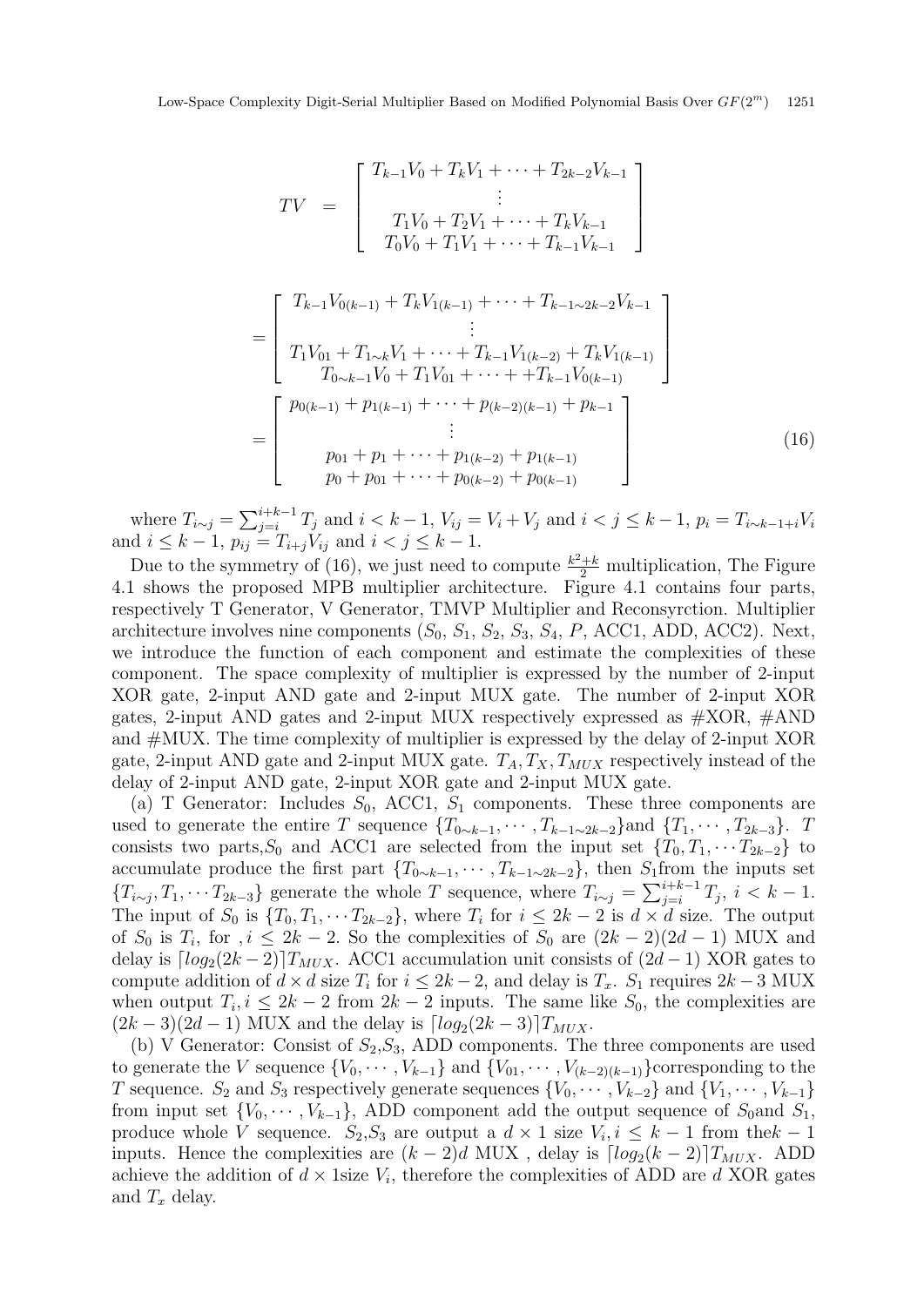$$TV = \begin{bmatrix} T_{k-1}V_0 + T_kV_1 + \cdots + T_{2k-2}V_{k-1} \\ \vdots \\ T_1V_0 + T_2V_1 + \cdots + T_kV_{k-1} \\ T_0V_0 + T_1V_1 + \cdots + T_{k-1}V_{k-1} \end{bmatrix}$$

$$= \begin{bmatrix} T_{k-1}V_{0(k-1)} + T_kV_{1(k-1)} + \cdots + T_{k-1\sim 2k-2}V_{k-1} \\ \vdots \\ T_1V_{01} + T_{1\sim k}V_1 + \cdots + T_{k-1}V_{1(k-2)} + T_kV_{1(k-1)} \\ T_{0\sim k-1}V_0 + T_1V_{01} + \cdots + +T_{k-1}V_{0(k-1)} \end{bmatrix}$$

$$= \begin{bmatrix} p_{0(k-1)} + p_{1(k-1)} + \cdots + p_{(k-2)(k-1)} + p_{k-1} \\ \vdots \\ p_{01} + p_1 + \cdots + p_{1(k-2)} + p_{1(k-1)} \\ p_0 + p_{01} + \cdots + p_{0(k-2)} + p_{0(k-1)} \end{bmatrix} \tag{16}$$

where $T_{i\sim j} = \sum_{j=i}^{i+k-1} T_j$ and $i < k-1$, $V_{ij} = V_i + V_j$ and $i < j \leq k-1$, $p_i = T_{i\sim k-1+i}V_i$ and $i \leq k-1$, $p_{ij} = T_{i+j}V_{ij}$ and $i < j \leq k-1$.

Due to the symmetry of (16), we just need to compute $\frac{k^2+k}{2}$ multiplication, The Figure 4.1 shows the proposed MPB multiplier architecture. Figure 4.1 contains four parts, respectively T Generator, V Generator, TMVP Multiplier and Reconsyrction. Multiplier architecture involves nine components ($S_0$, $S_1$, $S_2$, $S_3$, $S_4$, $P$, ACC1, ADD, ACC2). Next, we introduce the function of each component and estimate the complexities of these component. The space complexity of multiplier is expressed by the number of 2-input XOR gate, 2-input AND gate and 2-input MUX gate. The number of 2-input XOR gates, 2-input AND gates and 2-input MUX respectively expressed as #XOR, #AND and #MUX. The time complexity of multiplier is expressed by the delay of 2-input XOR gate, 2-input AND gate and 2-input MUX gate. $T_A, T_X, T_{MUX}$ respectively instead of the delay of 2-input AND gate, 2-input XOR gate and 2-input MUX gate.

(a) T Generator: Includes $S_0$, ACC1, $S_1$ components. These three components are used to generate the entire $T$ sequence $\{T_{0\sim k-1}, \cdots, T_{k-1\sim 2k-2}\}$and $\{T_1, \cdots, T_{2k-3}\}$. $T$ consists two parts,$S_0$ and ACC1 are selected from the input set $\{T_0, T_1, \cdots T_{2k-2}\}$ to accumulate produce the first part $\{T_{0\sim k-1}, \cdots, T_{k-1\sim 2k-2}\}$, then $S_1$from the inputs set $\{T_{i\sim j}, T_1, \cdots T_{2k-3}\}$ generate the whole $T$ sequence, where $T_{i\sim j} = \sum_{j=i}^{i+k-1} T_j$, $i < k-1$. The input of $S_0$ is $\{T_0, T_1, \cdots T_{2k-2}\}$, where $T_i$ for $i \leq 2k-2$ is $d \times d$ size. The output of $S_0$ is $T_i$, for $, i \leq 2k-2$. So the complexities of $S_0$ are $(2k-2)(2d-1)$ MUX and delay is $\lceil log_2(2k-2) \rceil T_{MUX}$. ACC1 accumulation unit consists of $(2d-1)$ XOR gates to compute addition of $d \times d$ size $T_i$ for $i \leq 2k-2$, and delay is $T_x$. $S_1$ requires $2k-3$ MUX when output $T_i, i \leq 2k-2$ from $2k-2$ inputs. The same like $S_0$, the complexities are $(2k-3)(2d-1)$ MUX and the delay is $\lceil log_2(2k-3) \rceil T_{MUX}$.

(b) V Generator: Consist of $S_2$,$S_3$, ADD components. The three components are used to generate the $V$ sequence $\{V_0, \cdots, V_{k-1}\}$ and $\{V_{01}, \cdots, V_{(k-2)(k-1)}\}$corresponding to the $T$ sequence. $S_2$ and $S_3$ respectively generate sequences $\{V_0, \cdots, V_{k-2}\}$ and $\{V_1, \cdots, V_{k-1}\}$ from input set $\{V_0, \cdots, V_{k-1}\}$, ADD component add the output sequence of $S_0$and $S_1$, produce whole $V$ sequence. $S_2$,$S_3$ are output a $d \times 1$ size $V_i, i \leq k-1$ from the$k-1$ inputs. Hence the complexities are $(k-2)d$ MUX , delay is $\lceil log_2(k-2) \rceil T_{MUX}$. ADD achieve the addition of $d \times 1$size $V_i$, therefore the complexities of ADD are $d$ XOR gates and $T_x$ delay.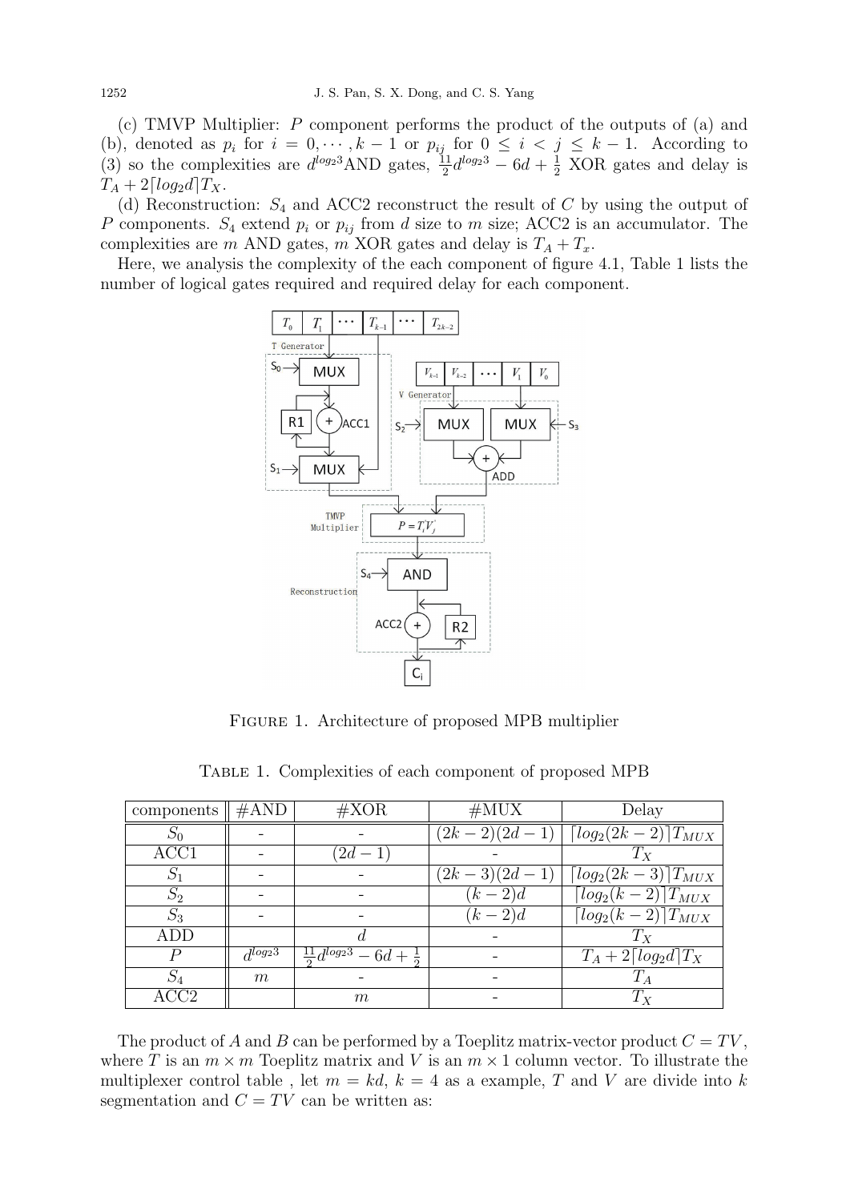(c) TMVP Multiplier: $P$ component performs the product of the outputs of (a) and (b), denoted as $p_i$ for $i = 0, \cdots, k-1$ or $p_{ij}$ for $0 \le i < j \le k-1$. According to (3) so the complexities are $d^{log_2 3}$AND gates, $\frac{11}{2}d^{log_2 3} - 6d + \frac{1}{2}$ XOR gates and delay is $T_A + 2\lceil log_2 d \rceil T_X$.

(d) Reconstruction: $S_4$ and ACC2 reconstruct the result of $C$ by using the output of $P$ components. $S_4$ extend $p_i$ or $p_{ij}$ from $d$ size to $m$ size; ACC2 is an accumulator. The complexities are $m$ AND gates, $m$ XOR gates and delay is $T_A + T_x$.

Here, we analysis the complexity of the each component of figure 4.1, Table 1 lists the number of logical gates required and required delay for each component.

Figure 1. Architecture of proposed MPB multiplier

Table 1. Complexities of each component of proposed MPB

| components | #AND | #XOR | #MUX | Delay |
|---|---|---|---|---|
| $S_0$ | - | - | $(2k-2)(2d-1)$ | $\lceil log_2(2k-2) \rceil T_{MUX}$ |
| ACC1 | - | $(2d-1)$ | - | $T_X$ |
| $S_1$ | - | - | $(2k-3)(2d-1)$ | $\lceil log_2(2k-3) \rceil T_{MUX}$ |
| $S_2$ | - | - | $(k-2)d$ | $\lceil log_2(k-2) \rceil T_{MUX}$ |
| $S_3$ | - | - | $(k-2)d$ | $\lceil log_2(k-2) \rceil T_{MUX}$ |
| ADD | | $d$ | - | $T_X$ |
| $P$ | $d^{log_2 3}$ | $\frac{11}{2}d^{log_2 3} - 6d + \frac{1}{2}$ | - | $T_A + 2\lceil log_2 d \rceil T_X$ |
| $S_4$ | $m$ | - | - | $T_A$ |
| ACC2 | | $m$ | - | $T_X$ |

The product of $A$ and $B$ can be performed by a Toeplitz matrix-vector product $C = TV$, where $T$ is an $m \times m$ Toeplitz matrix and $V$ is an $m \times 1$ column vector. To illustrate the multiplexer control table , let $m = kd$, $k = 4$ as a example, $T$ and $V$ are divide into $k$ segmentation and $C = TV$ can be written as: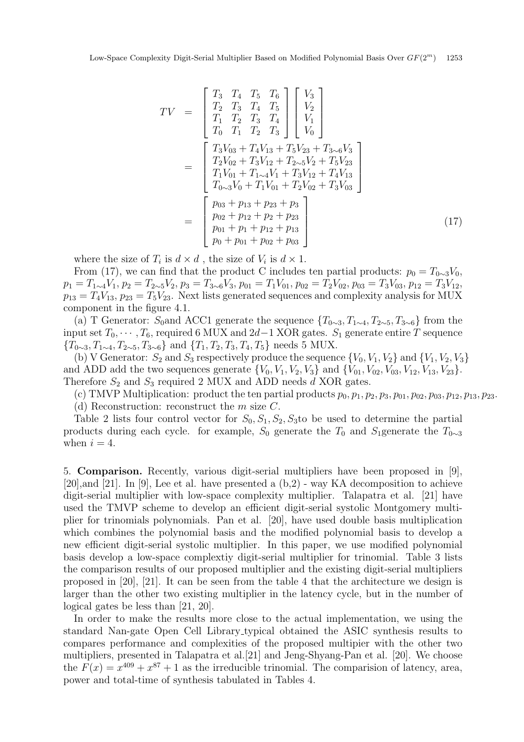$$
\begin{aligned}
TV &= \begin{bmatrix} T_3 & T_4 & T_5 & T_6 \\ T_2 & T_3 & T_4 & T_5 \\ T_1 & T_2 & T_3 & T_4 \\ T_0 & T_1 & T_2 & T_3 \end{bmatrix} \begin{bmatrix} V_3 \\ V_2 \\ V_1 \\ V_0 \end{bmatrix} \\
&= \begin{bmatrix} T_3V_{03} + T_4V_{13} + T_5V_{23} + T_{3\sim 6}V_3 \\ T_2V_{02} + T_3V_{12} + T_{2\sim 5}V_2 + T_5V_{23} \\ T_1V_{01} + T_{1\sim 4}V_1 + T_3V_{12} + T_4V_{13} \\ T_{0\sim 3}V_0 + T_1V_{01} + T_2V_{02} + T_3V_{03} \end{bmatrix} \\
&= \begin{bmatrix} p_{03} + p_{13} + p_{23} + p_3 \\ p_{02} + p_{12} + p_2 + p_{23} \\ p_{01} + p_1 + p_{12} + p_{13} \\ p_0 + p_{01} + p_{02} + p_{03} \end{bmatrix}
\end{aligned} \tag{17}
$$

where the size of $T_i$ is $d \times d$ , the size of $V_i$ is $d \times 1$.

From (17), we can find that the product C includes ten partial products: $p_0 = T_{0\sim 3}V_0$, $p_1 = T_{1\sim 4}V_1$, $p_2 = T_{2\sim 5}V_2$, $p_3 = T_{3\sim 6}V_3$, $p_{01} = T_1V_{01}$, $p_{02} = T_2V_{02}$, $p_{03} = T_3V_{03}$, $p_{12} = T_3V_{12}$, $p_{13} = T_4V_{13}$, $p_{23} = T_5V_{23}$. Next lists generated sequences and complexity analysis for MUX component in the figure 4.1.

(a) T Generator: $S_0$and ACC1 generate the sequence $\{T_{0\sim 3}, T_{1\sim 4}, T_{2\sim 5}, T_{3\sim 6}\}$ from the input set $T_0, \cdots, T_6$, required 6 MUX and $2d-1$ XOR gates. $S_1$ generate entire $T$ sequence $\{T_{0\sim 3}, T_{1\sim 4}, T_{2\sim 5}, T_{3\sim 6}\}$ and $\{T_1, T_2, T_3, T_4, T_5\}$ needs 5 MUX.

(b) V Generator: $S_2$ and $S_3$ respectively produce the sequence $\{V_0, V_1, V_2\}$ and $\{V_1, V_2, V_3\}$ and ADD add the two sequences generate $\{V_0, V_1, V_2, V_3\}$ and $\{V_{01}, V_{02}, V_{03}, V_{12}, V_{13}, V_{23}\}$. Therefore $S_2$ and $S_3$ required 2 MUX and ADD needs $d$ XOR gates.

(c) TMVP Multiplication: product the ten partial products $p_0, p_1, p_2, p_3, p_{01}, p_{02}, p_{03}, p_{12}, p_{13}, p_{23}$.

(d) Reconstruction: reconstruct the $m$ size $C$.

Table 2 lists four control vector for $S_0, S_1, S_2, S_3$to be used to determine the partial products during each cycle. for example, $S_0$ generate the $T_0$ and $S_1$generate the $T_{0\sim 3}$ when $i = 4$.

5. **Comparison.** Recently, various digit-serial multipliers have been proposed in [9], [20],and [21]. In [9], Lee et al. have presented a (b,2) - way KA decomposition to achieve digit-serial multiplier with low-space complexity multiplier. Talapatra et al. [21] have used the TMVP scheme to develop an efficient digit-serial systolic Montgomery multiplier for trinomials polynomials. Pan et al. [20], have used double basis multiplication which combines the polynomial basis and the modified polynomial basis to develop a new efficient digit-serial systolic multiplier. In this paper, we use modified polynomial basis develop a low-space complextiy digit-serial multiplier for trinomial. Table 3 lists the comparison results of our proposed multiplier and the existing digit-serial multipliers proposed in [20], [21]. It can be seen from the table 4 that the architecture we design is larger than the other two existing multiplier in the latency cycle, but in the number of logical gates be less than [21, 20].

In order to make the results more close to the actual implementation, we using the standard Nan-gate Open Cell Library_typical obtained the ASIC synthesis results to compares performance and complexities of the proposed multipier with the other two multipliers, presented in Talapatra et al.[21] and Jeng-Shyang-Pan et al. [20]. We choose the $F(x) = x^{409} + x^{87} + 1$ as the irreducible trinomial. The comparision of latency, area, power and total-time of synthesis tabulated in Tables 4.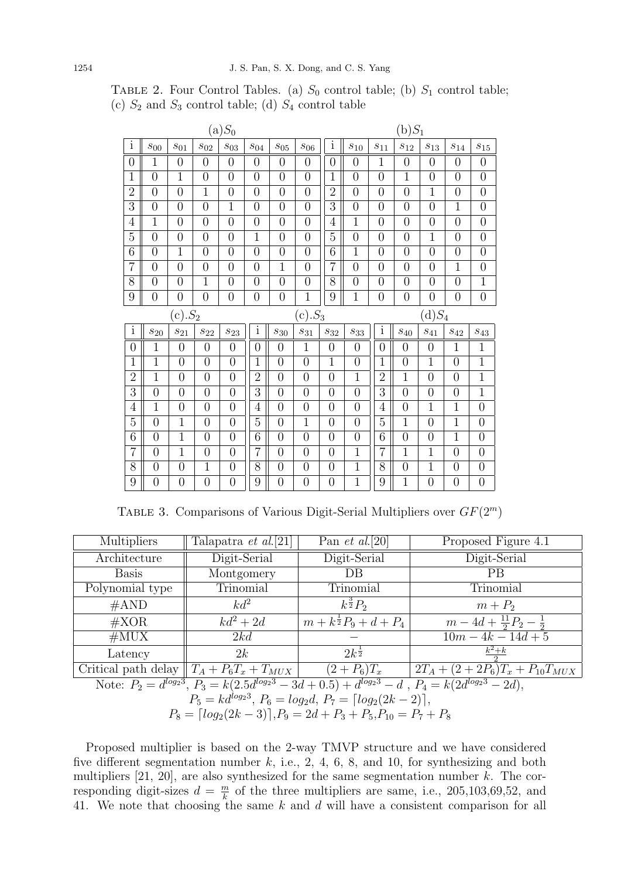Table 2. Four Control Tables. (a) $S_0$ control table; (b) $S_1$ control table; (c) $S_2$ and $S_3$ control table; (d) $S_4$ control table

(a) $S_0$

| i | $s_{00}$ | $s_{01}$ | $s_{02}$ | $s_{03}$ | $s_{04}$ | $s_{05}$ | $s_{06}$ |
|---|---|---|---|---|---|---|---|
| 0 | 1 | 0 | 0 | 0 | 0 | 0 | 0 |
| 1 | 0 | 1 | 0 | 0 | 0 | 0 | 0 |
| 2 | 0 | 0 | 1 | 0 | 0 | 0 | 0 |
| 3 | 0 | 0 | 0 | 1 | 0 | 0 | 0 |
| 4 | 1 | 0 | 0 | 0 | 0 | 0 | 0 |
| 5 | 0 | 0 | 0 | 0 | 1 | 0 | 0 |
| 6 | 0 | 1 | 0 | 0 | 0 | 0 | 0 |
| 7 | 0 | 0 | 0 | 0 | 0 | 1 | 0 |
| 8 | 0 | 0 | 1 | 0 | 0 | 0 | 0 |
| 9 | 0 | 0 | 0 | 0 | 0 | 0 | 1 |

(b) $S_1$

| i | $s_{10}$ | $s_{11}$ | $s_{12}$ | $s_{13}$ | $s_{14}$ | $s_{15}$ |
|---|---|---|---|---|---|---|
| 0 | 0 | 1 | 0 | 0 | 0 | 0 |
| 1 | 0 | 0 | 1 | 0 | 0 | 0 |
| 2 | 0 | 0 | 0 | 1 | 0 | 0 |
| 3 | 0 | 0 | 0 | 0 | 1 | 0 |
| 4 | 1 | 0 | 0 | 0 | 0 | 0 |
| 5 | 0 | 0 | 0 | 1 | 0 | 0 |
| 6 | 1 | 0 | 0 | 0 | 0 | 0 |
| 7 | 0 | 0 | 0 | 0 | 1 | 0 |
| 8 | 0 | 0 | 0 | 0 | 0 | 1 |
| 9 | 1 | 0 | 0 | 0 | 0 | 0 |

(c). $S_2$

| i | $s_{20}$ | $s_{21}$ | $s_{22}$ | $s_{23}$ |
|---|---|---|---|---|
| 0 | 1 | 0 | 0 | 0 |
| 1 | 1 | 0 | 0 | 0 |
| 2 | 1 | 0 | 0 | 0 |
| 3 | 0 | 0 | 0 | 0 |
| 4 | 1 | 0 | 0 | 0 |
| 5 | 0 | 1 | 0 | 0 |
| 6 | 0 | 1 | 0 | 0 |
| 7 | 0 | 1 | 0 | 0 |
| 8 | 0 | 0 | 1 | 0 |
| 9 | 0 | 0 | 0 | 0 |

(c). $S_3$

| i | $s_{30}$ | $s_{31}$ | $s_{32}$ | $s_{33}$ |
|---|---|---|---|---|
| 0 | 0 | 1 | 0 | 0 |
| 1 | 0 | 0 | 1 | 0 |
| 2 | 0 | 0 | 0 | 1 |
| 3 | 0 | 0 | 0 | 0 |
| 4 | 0 | 0 | 0 | 0 |
| 5 | 0 | 1 | 0 | 0 |
| 6 | 0 | 0 | 0 | 0 |
| 7 | 0 | 0 | 0 | 1 |
| 8 | 0 | 0 | 0 | 1 |
| 9 | 0 | 0 | 0 | 1 |

(d) $S_4$

| i | $s_{40}$ | $s_{41}$ | $s_{42}$ | $s_{43}$ |
|---|---|---|---|---|
| 0 | 0 | 0 | 1 | 1 |
| 1 | 0 | 1 | 0 | 1 |
| 2 | 1 | 0 | 0 | 1 |
| 3 | 0 | 0 | 0 | 1 |
| 4 | 0 | 1 | 1 | 0 |
| 5 | 1 | 0 | 1 | 0 |
| 6 | 0 | 0 | 1 | 0 |
| 7 | 1 | 1 | 0 | 0 |
| 8 | 0 | 1 | 0 | 0 |
| 9 | 1 | 0 | 0 | 0 |

Table 3. Comparisons of Various Digit-Serial Multipliers over $GF(2^m)$

| Multipliers | Talapatra *et al.*[21] | Pan *et al.*[20] | Proposed Figure 4.1 |
|---|---|---|---|
| Architecture | Digit-Serial | Digit-Serial | Digit-Serial |
| Basis | Montgomery | DB | PB |
| Polynomial type | Trinomial | Trinomial | Trinomial |
| #AND | $kd^2$ | $k^{\frac{3}{2}}P_2$ | $m+P_2$ |
| #XOR | $kd^2+2d$ | $m+k^{\frac{1}{2}}P_9+d+P_4$ | $m-4d+\frac{11}{2}P_2-\frac{1}{2}$ |
| #MUX | $2kd$ | $-$ | $10m-4k-14d+5$ |
| Latency | $2k$ | $2k^{\frac{1}{2}}$ | $\frac{k^2+k}{2}$ |
| Critical path delay | $T_A+P_6T_x+T_{MUX}$ | $(2+P_6)T_x$ | $2T_A+(2+2P_6)T_x+P_{10}T_{MUX}$ |

Note: $P_2=d^{log_2 3}$, $P_3=k(2.5d^{log_2 3}-3d+0.5)+d^{log_2 3}-d$, $P_4=k(2d^{log_2 3}-2d)$, $P_5=kd^{log_2 3}$, $P_6=log_2 d$, $P_7=\lceil log_2(2k-2)\rceil$, $P_8=\lceil log_2(2k-3)\rceil$, $P_9=2d+P_3+P_5$, $P_{10}=P_7+P_8$

Proposed multiplier is based on the 2-way TMVP structure and we have considered five different segmentation number $k$, i.e., 2, 4, 6, 8, and 10, for synthesizing and both multipliers [21, 20], are also synthesized for the same segmentation number $k$. The corresponding digit-sizes $d=\frac{m}{k}$ of the three multipliers are same, i.e., 205,103,69,52, and 41. We note that choosing the same $k$ and $d$ will have a consistent comparison for all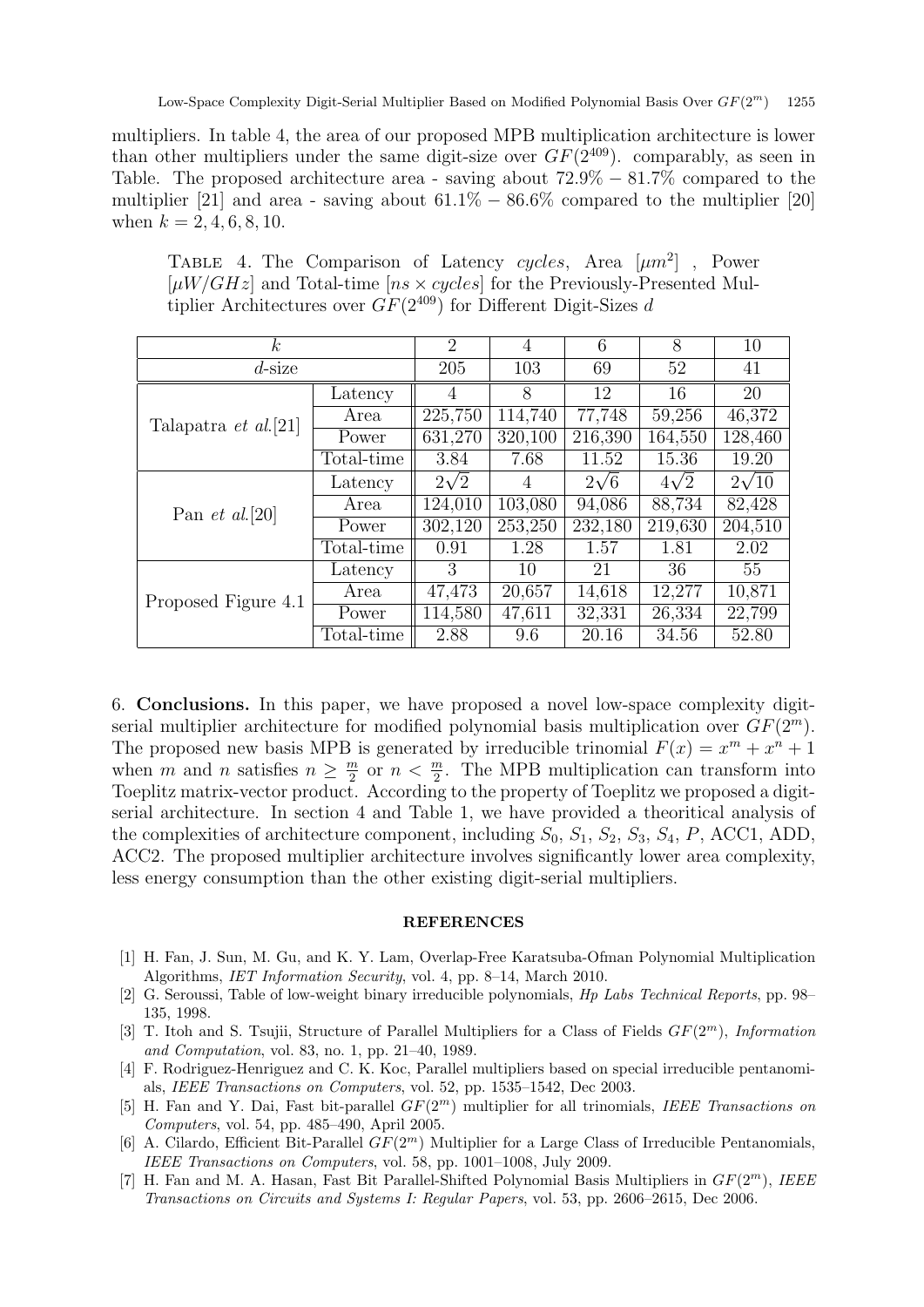multipliers. In table 4, the area of our proposed MPB multiplication architecture is lower than other multipliers under the same digit-size over $GF(2^{409})$. comparably, as seen in Table. The proposed architecture area - saving about $72.9\% - 81.7\%$ compared to the multiplier [21] and area - saving about $61.1\% - 86.6\%$ compared to the multiplier [20] when $k = 2, 4, 6, 8, 10$.

TABLE 4. The Comparison of Latency *cycles*, Area $[\mu m^2]$ , Power $[\mu W/GHz]$ and Total-time $[ns \times cycles]$ for the Previously-Presented Multiplier Architectures over $GF(2^{409})$ for Different Digit-Sizes $d$

| $k$ | | 2 | 4 | 6 | 8 | 10 |
|---|---|---|---|---|---|---|
| $d$-size | | 205 | 103 | 69 | 52 | 41 |
| Talapatra *et al.*[21] | Latency | 4 | 8 | 12 | 16 | 20 |
| | Area | 225,750 | 114,740 | 77,748 | 59,256 | 46,372 |
| | Power | 631,270 | 320,100 | 216,390 | 164,550 | 128,460 |
| | Total-time | 3.84 | 7.68 | 11.52 | 15.36 | 19.20 |
| Pan *et al.*[20] | Latency | $2\sqrt{2}$ | 4 | $2\sqrt{6}$ | $4\sqrt{2}$ | $2\sqrt{10}$ |
| | Area | 124,010 | 103,080 | 94,086 | 88,734 | 82,428 |
| | Power | 302,120 | 253,250 | 232,180 | 219,630 | 204,510 |
| | Total-time | 0.91 | 1.28 | 1.57 | 1.81 | 2.02 |
| Proposed Figure 4.1 | Latency | 3 | 10 | 21 | 36 | 55 |
| | Area | 47,473 | 20,657 | 14,618 | 12,277 | 10,871 |
| | Power | 114,580 | 47,611 | 32,331 | 26,334 | 22,799 |
| | Total-time | 2.88 | 9.6 | 20.16 | 34.56 | 52.80 |

6. **Conclusions.** In this paper, we have proposed a novel low-space complexity digit-serial multiplier architecture for modified polynomial basis multiplication over $GF(2^m)$. The proposed new basis MPB is generated by irreducible trinomial $F(x) = x^m + x^n + 1$ when $m$ and $n$ satisfies $n \geq \frac{m}{2}$ or $n < \frac{m}{2}$. The MPB multiplication can transform into Toeplitz matrix-vector product. According to the property of Toeplitz we proposed a digit-serial architecture. In section 4 and Table 1, we have provided a theoritical analysis of the complexities of architecture component, including $S_0$, $S_1$, $S_2$, $S_3$, $S_4$, $P$, ACC1, ADD, ACC2. The proposed multiplier architecture involves significantly lower area complexity, less energy consumption than the other existing digit-serial multipliers.

## REFERENCES

[1] H. Fan, J. Sun, M. Gu, and K. Y. Lam, Overlap-Free Karatsuba-Ofman Polynomial Multiplication Algorithms, *IET Information Security*, vol. 4, pp. 8–14, March 2010.

[2] G. Seroussi, Table of low-weight binary irreducible polynomials, *Hp Labs Technical Reports*, pp. 98–135, 1998.

[3] T. Itoh and S. Tsujii, Structure of Parallel Multipliers for a Class of Fields $GF(2^m)$, *Information and Computation*, vol. 83, no. 1, pp. 21–40, 1989.

[4] F. Rodriguez-Henriguez and C. K. Koc, Parallel multipliers based on special irreducible pentanomials, *IEEE Transactions on Computers*, vol. 52, pp. 1535–1542, Dec 2003.

[5] H. Fan and Y. Dai, Fast bit-parallel $GF(2^m)$ multiplier for all trinomials, *IEEE Transactions on Computers*, vol. 54, pp. 485–490, April 2005.

[6] A. Cilardo, Efficient Bit-Parallel $GF(2^m)$ Multiplier for a Large Class of Irreducible Pentanomials, *IEEE Transactions on Computers*, vol. 58, pp. 1001–1008, July 2009.

[7] H. Fan and M. A. Hasan, Fast Bit Parallel-Shifted Polynomial Basis Multipliers in $GF(2^m)$, *IEEE Transactions on Circuits and Systems I: Regular Papers*, vol. 53, pp. 2606–2615, Dec 2006.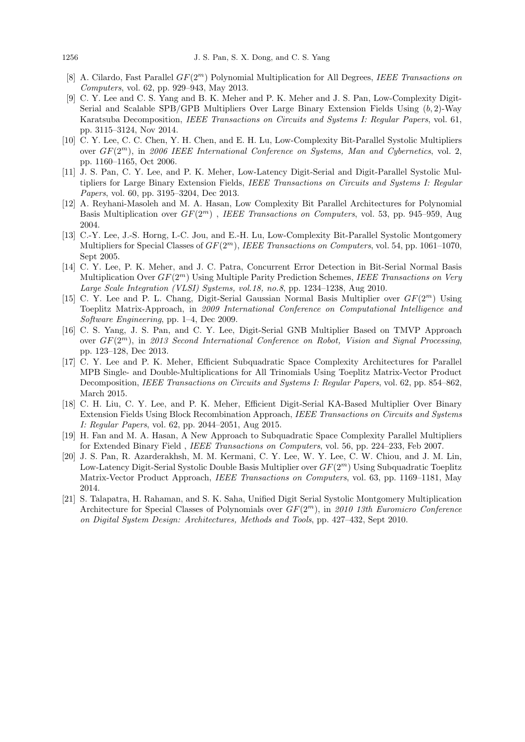[8] A. Cilardo, Fast Parallel $GF(2^m)$ Polynomial Multiplication for All Degrees, *IEEE Transactions on Computers*, vol. 62, pp. 929–943, May 2013.

[9] C. Y. Lee and C. S. Yang and B. K. Meher and P. K. Meher and J. S. Pan, Low-Complexity Digit-Serial and Scalable SPB/GPB Multipliers Over Large Binary Extension Fields Using $(b, 2)$-Way Karatsuba Decomposition, *IEEE Transactions on Circuits and Systems I: Regular Papers*, vol. 61, pp. 3115–3124, Nov 2014.

[10] C. Y. Lee, C. C. Chen, Y. H. Chen, and E. H. Lu, Low-Complexity Bit-Parallel Systolic Multipliers over $GF(2^m)$, in *2006 IEEE International Conference on Systems, Man and Cybernetics*, vol. 2, pp. 1160–1165, Oct 2006.

[11] J. S. Pan, C. Y. Lee, and P. K. Meher, Low-Latency Digit-Serial and Digit-Parallel Systolic Multipliers for Large Binary Extension Fields, *IEEE Transactions on Circuits and Systems I: Regular Papers*, vol. 60, pp. 3195–3204, Dec 2013.

[12] A. Reyhani-Masoleh and M. A. Hasan, Low Complexity Bit Parallel Architectures for Polynomial Basis Multiplication over $GF(2^m)$ , *IEEE Transactions on Computers*, vol. 53, pp. 945–959, Aug 2004.

[13] C.-Y. Lee, J.-S. Horng, I.-C. Jou, and E.-H. Lu, Low-Complexity Bit-Parallel Systolic Montgomery Multipliers for Special Classes of $GF(2^m)$, *IEEE Transactions on Computers*, vol. 54, pp. 1061–1070, Sept 2005.

[14] C. Y. Lee, P. K. Meher, and J. C. Patra, Concurrent Error Detection in Bit-Serial Normal Basis Multiplication Over $GF(2^m)$ Using Multiple Parity Prediction Schemes, *IEEE Transactions on Very Large Scale Integration (VLSI) Systems, vol.18, no.8*, pp. 1234–1238, Aug 2010.

[15] C. Y. Lee and P. L. Chang, Digit-Serial Gaussian Normal Basis Multiplier over $GF(2^m)$ Using Toeplitz Matrix-Approach, in *2009 International Conference on Computational Intelligence and Software Engineering*, pp. 1–4, Dec 2009.

[16] C. S. Yang, J. S. Pan, and C. Y. Lee, Digit-Serial GNB Multiplier Based on TMVP Approach over $GF(2^m)$, in *2013 Second International Conference on Robot, Vision and Signal Processing*, pp. 123–128, Dec 2013.

[17] C. Y. Lee and P. K. Meher, Efficient Subquadratic Space Complexity Architectures for Parallel MPB Single- and Double-Multiplications for All Trinomials Using Toeplitz Matrix-Vector Product Decomposition, *IEEE Transactions on Circuits and Systems I: Regular Papers*, vol. 62, pp. 854–862, March 2015.

[18] C. H. Liu, C. Y. Lee, and P. K. Meher, Efficient Digit-Serial KA-Based Multiplier Over Binary Extension Fields Using Block Recombination Approach, *IEEE Transactions on Circuits and Systems I: Regular Papers*, vol. 62, pp. 2044–2051, Aug 2015.

[19] H. Fan and M. A. Hasan, A New Approach to Subquadratic Space Complexity Parallel Multipliers for Extended Binary Field , *IEEE Transactions on Computers*, vol. 56, pp. 224–233, Feb 2007.

[20] J. S. Pan, R. Azarderakhsh, M. M. Kermani, C. Y. Lee, W. Y. Lee, C. W. Chiou, and J. M. Lin, Low-Latency Digit-Serial Systolic Double Basis Multiplier over $GF(2^m)$ Using Subquadratic Toeplitz Matrix-Vector Product Approach, *IEEE Transactions on Computers*, vol. 63, pp. 1169–1181, May 2014.

[21] S. Talapatra, H. Rahaman, and S. K. Saha, Unified Digit Serial Systolic Montgomery Multiplication Architecture for Special Classes of Polynomials over $GF(2^m)$, in *2010 13th Euromicro Conference on Digital System Design: Architectures, Methods and Tools*, pp. 427–432, Sept 2010.